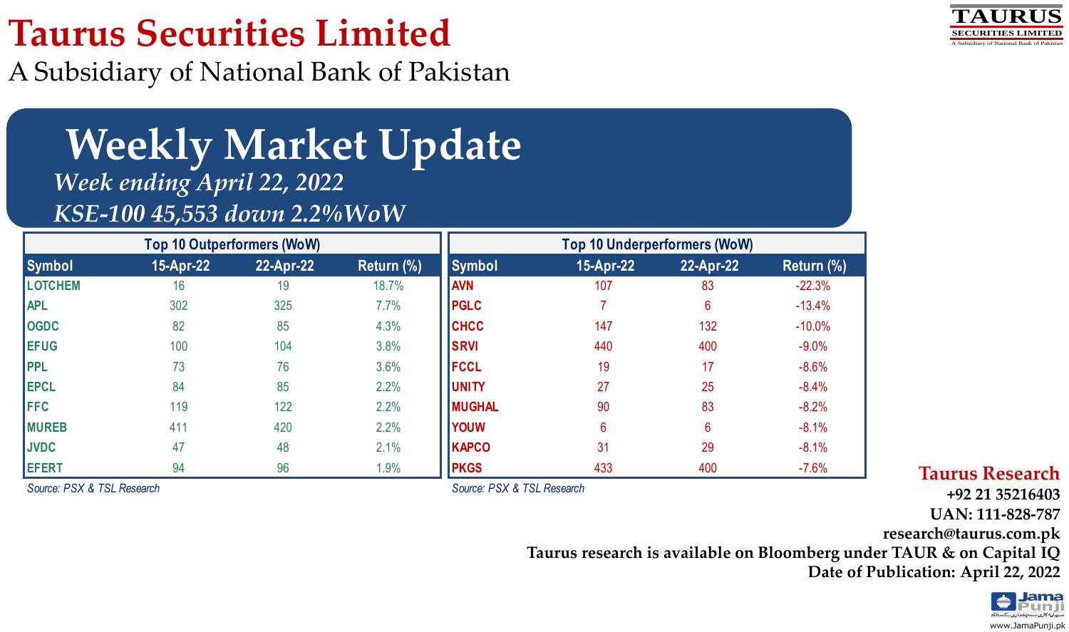# Taurus Securities Limited

A Subsidiary of National Bank of Pakistan

## Weekly Market Update

*Week ending April 22, 2022*

*KSE-100 45,553 down 2.2%WoW*

**Top 10 Outperformers (WoW)**

| Symbol | 15-Apr-22 | 22-Apr-22 | Return (%) |
|---|---|---|---|
| LOTCHEM | 16 | 19 | 18.7% |
| APL | 302 | 325 | 7.7% |
| OGDC | 82 | 85 | 4.3% |
| EFUG | 100 | 104 | 3.8% |
| PPL | 73 | 76 | 3.6% |
| EPCL | 84 | 85 | 2.2% |
| FFC | 119 | 122 | 2.2% |
| MUREB | 411 | 420 | 2.2% |
| JVDC | 47 | 48 | 2.1% |
| EFERT | 94 | 96 | 1.9% |

*Source: PSX & TSL Research*

**Top 10 Underperformers (WoW)**

| Symbol | 15-Apr-22 | 22-Apr-22 | Return (%) |
|---|---|---|---|
| AVN | 107 | 83 | -22.3% |
| PGLC | 7 | 6 | -13.4% |
| CHCC | 147 | 132 | -10.0% |
| SRVI | 440 | 400 | -9.0% |
| FCCL | 19 | 17 | -8.6% |
| UNITY | 27 | 25 | -8.4% |
| MUGHAL | 90 | 83 | -8.2% |
| YOUW | 6 | 6 | -8.1% |
| KAPCO | 31 | 29 | -8.1% |
| PKGS | 433 | 400 | -7.6% |

*Source: PSX & TSL Research*

**Taurus Research**

**+92 21 35216403**

**UAN: 111-828-787**

**research@taurus.com.pk**

**Taurus research is available on Bloomberg under TAUR & on Capital IQ**

**Date of Publication: April 22, 2022**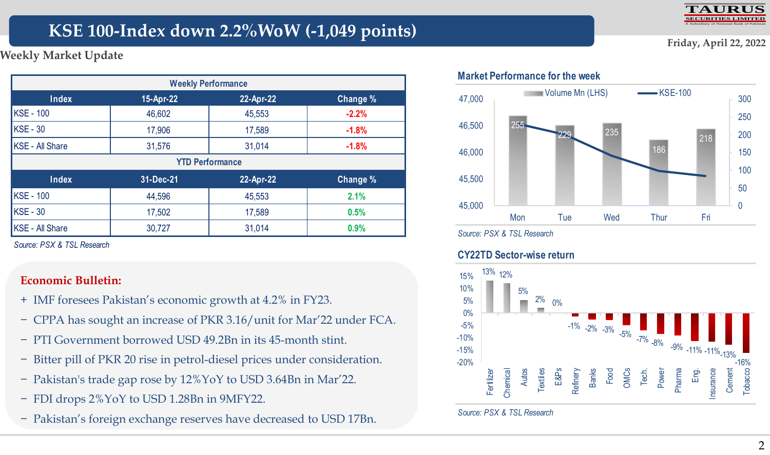# KSE 100-Index down 2.2%WoW (-1,049 points)

Friday, April 22, 2022

## Weekly Market Update

| Weekly Performance | | | |
|---|---|---|---|
| **Index** | **15-Apr-22** | **22-Apr-22** | **Change %** |
| KSE - 100 | 46,602 | 45,553 | -2.2% |
| KSE - 30 | 17,906 | 17,589 | -1.8% |
| KSE - All Share | 31,576 | 31,014 | -1.8% |

| YTD Performance | | | |
|---|---|---|---|
| **Index** | **31-Dec-21** | **22-Apr-22** | **Change %** |
| KSE - 100 | 44,596 | 45,553 | 2.1% |
| KSE - 30 | 17,502 | 17,589 | 0.5% |
| KSE - All Share | 30,727 | 31,014 | 0.9% |

*Source: PSX & TSL Research*

### Market Performance for the week

| Day | Volume Mn (LHS) |
|---|---|
| Mon | 255 |
| Tue | 229 |
| Wed | 235 |
| Thur | 186 |
| Fri | 218 |

*Source: PSX & TSL Research*

### CY22TD Sector-wise return

| Sector | Return |
|---|---|
| Fertilizer | 13% |
| Chemical | 12% |
| Autos | 5% |
| Textiles | 2% |
| E&Ps | 0% |
| Refinery | -1% |
| Banks | -2% |
| Food | -3% |
| OMCs | -5% |
| Tech. | -7% |
| Power | -8% |
| Pharma | -9% |
| Eng. | -11% |
| Insurance | -11% |
| Cement | -13% |
| Tobacco | -16% |

*Source: PSX & TSL Research*

### Economic Bulletin:

+ IMF foresees Pakistan's economic growth at 4.2% in FY23.
− CPPA has sought an increase of PKR 3.16/unit for Mar'22 under FCA.
− PTI Government borrowed USD 49.2Bn in its 45-month stint.
− Bitter pill of PKR 20 rise in petrol-diesel prices under consideration.
− Pakistan's trade gap rose by 12%YoY to USD 3.64Bn in Mar'22.
− FDI drops 2%YoY to USD 1.28Bn in 9MFY22.
− Pakistan's foreign exchange reserves have decreased to USD 17Bn.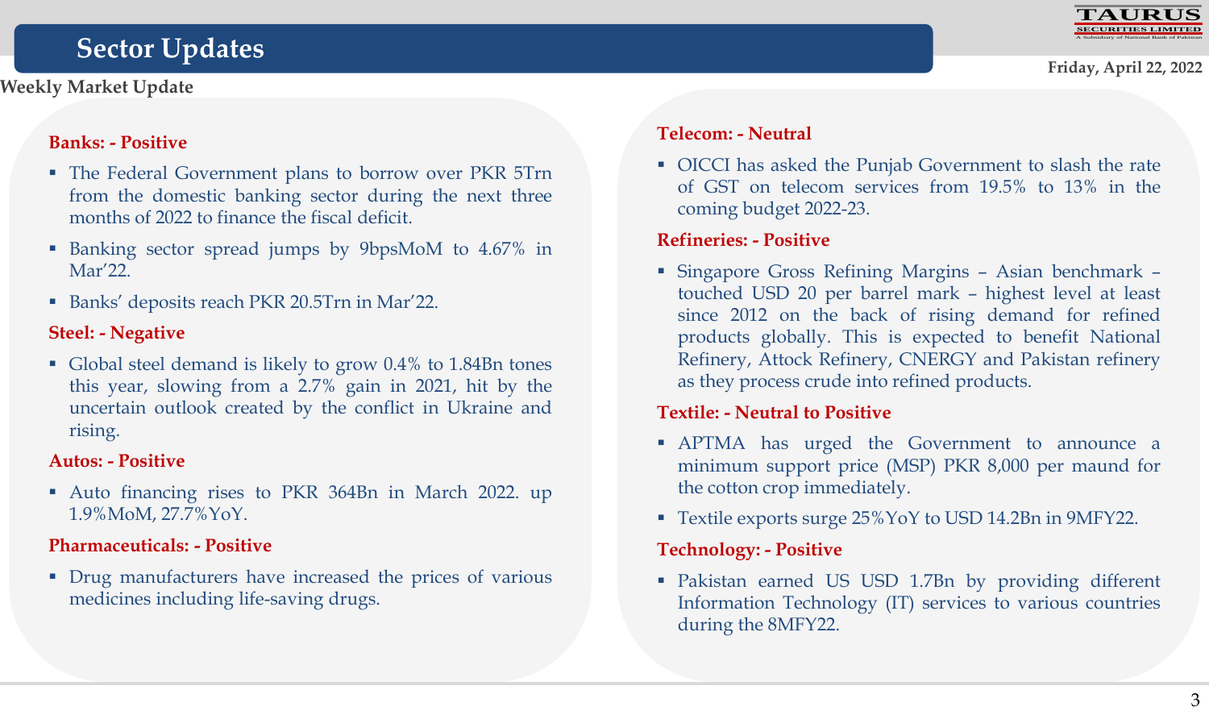# Sector Updates

**Weekly Market Update**

Friday, April 22, 2022

**Banks: - Positive**

- The Federal Government plans to borrow over PKR 5Trn from the domestic banking sector during the next three months of 2022 to finance the fiscal deficit.
- Banking sector spread jumps by 9bpsMoM to 4.67% in Mar'22.
- Banks' deposits reach PKR 20.5Trn in Mar'22.

**Steel: - Negative**

- Global steel demand is likely to grow 0.4% to 1.84Bn tones this year, slowing from a 2.7% gain in 2021, hit by the uncertain outlook created by the conflict in Ukraine and rising.

**Autos: - Positive**

- Auto financing rises to PKR 364Bn in March 2022. up 1.9%MoM, 27.7%YoY.

**Pharmaceuticals: - Positive**

- Drug manufacturers have increased the prices of various medicines including life-saving drugs.

**Telecom: - Neutral**

- OICCI has asked the Punjab Government to slash the rate of GST on telecom services from 19.5% to 13% in the coming budget 2022-23.

**Refineries: - Positive**

- Singapore Gross Refining Margins – Asian benchmark – touched USD 20 per barrel mark – highest level at least since 2012 on the back of rising demand for refined products globally. This is expected to benefit National Refinery, Attock Refinery, CNERGY and Pakistan refinery as they process crude into refined products.

**Textile: - Neutral to Positive**

- APTMA has urged the Government to announce a minimum support price (MSP) PKR 8,000 per maund for the cotton crop immediately.
- Textile exports surge 25%YoY to USD 14.2Bn in 9MFY22.

**Technology: - Positive**

- Pakistan earned US USD 1.7Bn by providing different Information Technology (IT) services to various countries during the 8MFY22.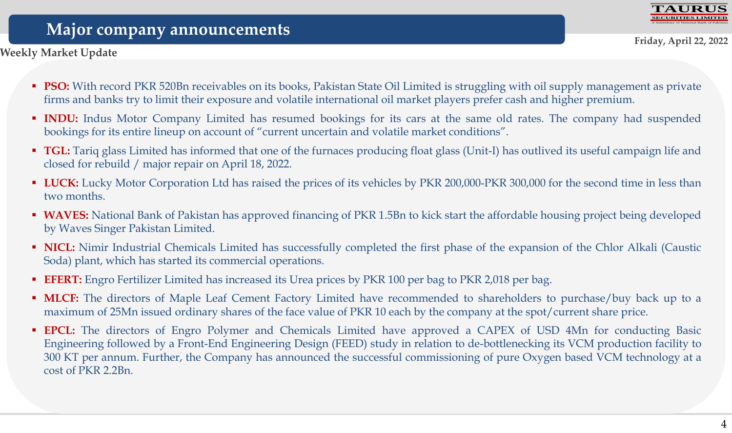# Major company announcements

**Weekly Market Update**

- **PSO:** With record PKR 520Bn receivables on its books, Pakistan State Oil Limited is struggling with oil supply management as private firms and banks try to limit their exposure and volatile international oil market players prefer cash and higher premium.
- **INDU:** Indus Motor Company Limited has resumed bookings for its cars at the same old rates. The company had suspended bookings for its entire lineup on account of "current uncertain and volatile market conditions".
- **TGL:** Tariq glass Limited has informed that one of the furnaces producing float glass (Unit-I) has outlived its useful campaign life and closed for rebuild / major repair on April 18, 2022.
- **LUCK:** Lucky Motor Corporation Ltd has raised the prices of its vehicles by PKR 200,000-PKR 300,000 for the second time in less than two months.
- **WAVES:** National Bank of Pakistan has approved financing of PKR 1.5Bn to kick start the affordable housing project being developed by Waves Singer Pakistan Limited.
- **NICL:** Nimir Industrial Chemicals Limited has successfully completed the first phase of the expansion of the Chlor Alkali (Caustic Soda) plant, which has started its commercial operations.
- **EFERT:** Engro Fertilizer Limited has increased its Urea prices by PKR 100 per bag to PKR 2,018 per bag.
- **MLCF:** The directors of Maple Leaf Cement Factory Limited have recommended to shareholders to purchase/buy back up to a maximum of 25Mn issued ordinary shares of the face value of PKR 10 each by the company at the spot/current share price.
- **EPCL:** The directors of Engro Polymer and Chemicals Limited have approved a CAPEX of USD 4Mn for conducting Basic Engineering followed by a Front-End Engineering Design (FEED) study in relation to de-bottlenecking its VCM production facility to 300 KT per annum. Further, the Company has announced the successful commissioning of pure Oxygen based VCM technology at a cost of PKR 2.2Bn.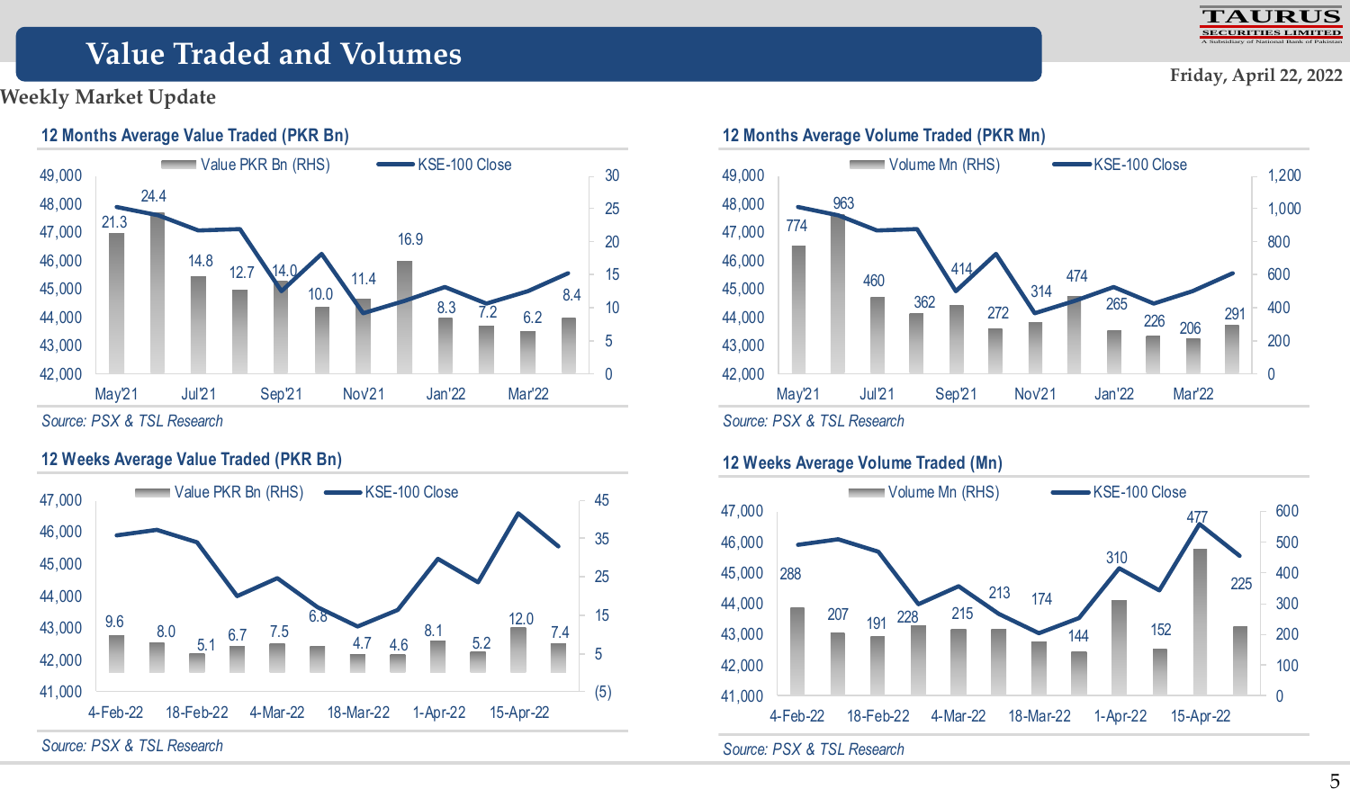# Value Traded and Volumes

Weekly Market Update

Friday, April 22, 2022

### 12 Months Average Value Traded (PKR Bn)

Value PKR Bn (RHS) | KSE-100 Close

| May'21 | | Jul'21 | | Sep'21 | | Nov'21 | | Jan'22 | | Mar'22 | |
|---|---|---|---|---|---|---|---|---|---|---|---|
| 21.3 | 24.4 | 14.8 | 12.7 | 14.0 | 10.0 | 11.4 | 16.9 | 8.3 | 7.2 | 6.2 | 8.4 |

*Source: PSX & TSL Research*

### 12 Months Average Volume Traded (PKR Mn)

Volume Mn (RHS) | KSE-100 Close

| May'21 | | Jul'21 | | Sep'21 | | Nov'21 | | Jan'22 | | Mar'22 | |
|---|---|---|---|---|---|---|---|---|---|---|---|
| 774 | 963 | 460 | 362 | 414 | 272 | 314 | 474 | 265 | 226 | 206 | 291 |

*Source: PSX & TSL Research*

### 12 Weeks Average Value Traded (PKR Bn)

Value PKR Bn (RHS) | KSE-100 Close

| 4-Feb-22 | | 18-Feb-22 | | 4-Mar-22 | | 18-Mar-22 | | 1-Apr-22 | | 15-Apr-22 | |
|---|---|---|---|---|---|---|---|---|---|---|---|
| 9.6 | 8.0 | 5.1 | 6.7 | 7.5 | 6.8 | 4.7 | 4.6 | 8.1 | 5.2 | 12.0 | 7.4 |

*Source: PSX & TSL Research*

### 12 Weeks Average Volume Traded (Mn)

Volume Mn (RHS) | KSE-100 Close

| 4-Feb-22 | | 18-Feb-22 | | 4-Mar-22 | | 18-Mar-22 | | 1-Apr-22 | | 15-Apr-22 | |
|---|---|---|---|---|---|---|---|---|---|---|---|
| 288 | 207 | 191 | 228 | 215 | 213 | 174 | 144 | 310 | 152 | 477 | 225 |

*Source: PSX & TSL Research*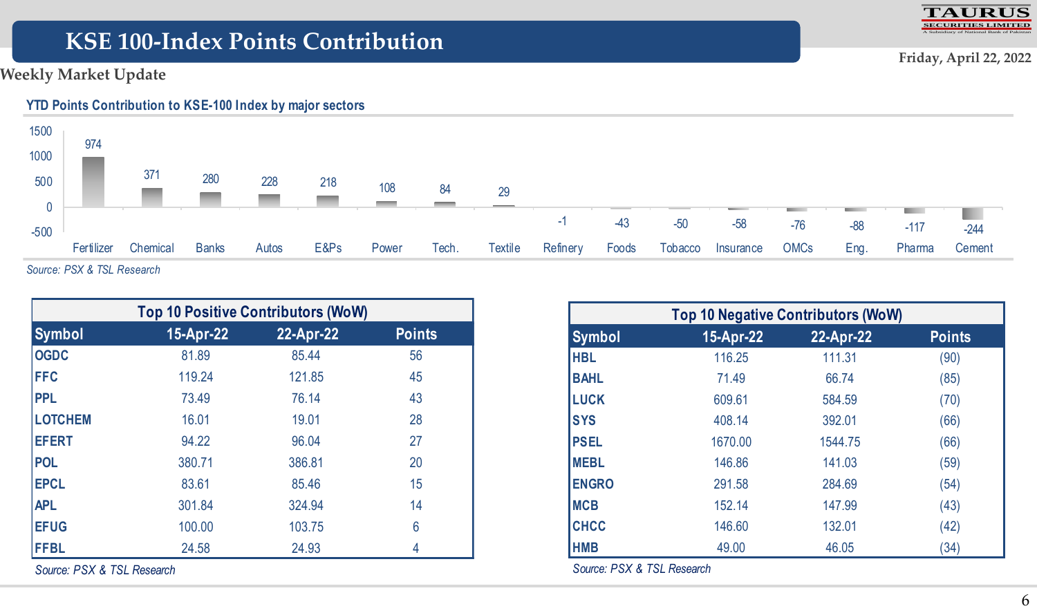# KSE 100-Index Points Contribution

Weekly Market Update

Friday, April 22, 2022

## YTD Points Contribution to KSE-100 Index by major sectors

| Sector | Points |
|---|---|
| Fertilizer | 974 |
| Chemical | 371 |
| Banks | 280 |
| Autos | 228 |
| E&Ps | 218 |
| Power | 108 |
| Tech. | 84 |
| Textile | 29 |
| Refinery | -1 |
| Foods | -43 |
| Tobacco | -50 |
| Insurance | -58 |
| OMCs | -76 |
| Eng. | -88 |
| Pharma | -117 |
| Cement | -244 |

*Source: PSX & TSL Research*

| Top 10 Positive Contributors (WoW) | | | |
|---|---|---|---|
| **Symbol** | **15-Apr-22** | **22-Apr-22** | **Points** |
| **OGDC** | 81.89 | 85.44 | 56 |
| **FFC** | 119.24 | 121.85 | 45 |
| **PPL** | 73.49 | 76.14 | 43 |
| **LOTCHEM** | 16.01 | 19.01 | 28 |
| **EFERT** | 94.22 | 96.04 | 27 |
| **POL** | 380.71 | 386.81 | 20 |
| **EPCL** | 83.61 | 85.46 | 15 |
| **APL** | 301.84 | 324.94 | 14 |
| **EFUG** | 100.00 | 103.75 | 6 |
| **FFBL** | 24.58 | 24.93 | 4 |

*Source: PSX & TSL Research*

| Top 10 Negative Contributors (WoW) | | | |
|---|---|---|---|
| **Symbol** | **15-Apr-22** | **22-Apr-22** | **Points** |
| **HBL** | 116.25 | 111.31 | (90) |
| **BAHL** | 71.49 | 66.74 | (85) |
| **LUCK** | 609.61 | 584.59 | (70) |
| **SYS** | 408.14 | 392.01 | (66) |
| **PSEL** | 1670.00 | 1544.75 | (66) |
| **MEBL** | 146.86 | 141.03 | (59) |
| **ENGRO** | 291.58 | 284.69 | (54) |
| **MCB** | 152.14 | 147.99 | (43) |
| **CHCC** | 146.60 | 132.01 | (42) |
| **HMB** | 49.00 | 46.05 | (34) |

*Source: PSX & TSL Research*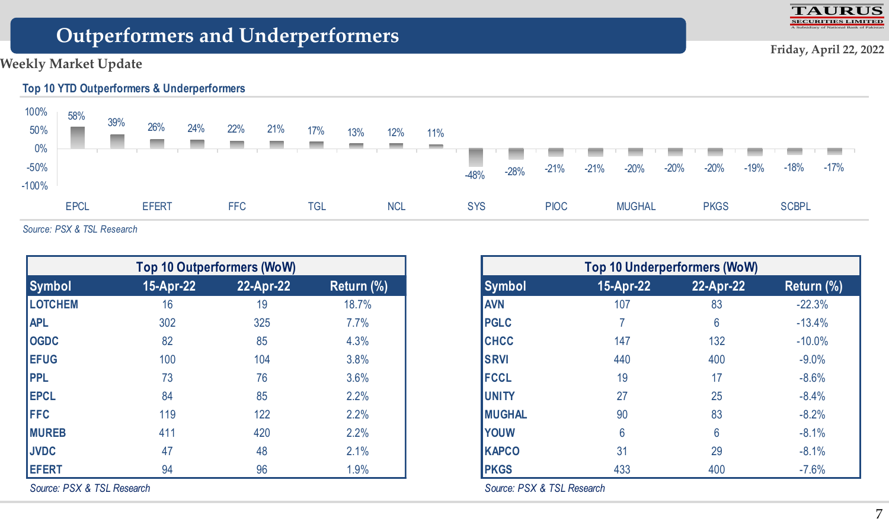# Outperformers and Underperformers

Weekly Market Update

Friday, April 22, 2022

## Top 10 YTD Outperformers & Underperformers

| Symbol | YTD Return |
|---|---|
| EPCL | 58% |
| | 39% |
| EFERT | 26% |
| | 24% |
| FFC | 22% |
| | 21% |
| TGL | 17% |
| | 13% |
| NCL | 12% |
| | 11% |
| SYS | -48% |
| | -28% |
| PIOC | -21% |
| | -21% |
| MUGHAL | -20% |
| | -20% |
| PKGS | -20% |
| | -19% |
| SCBPL | -18% |
| | -17% |

*Source: PSX & TSL Research*

| Top 10 Outperformers (WoW) | | | |
|---|---|---|---|
| **Symbol** | **15-Apr-22** | **22-Apr-22** | **Return (%)** |
| LOTCHEM | 16 | 19 | 18.7% |
| APL | 302 | 325 | 7.7% |
| OGDC | 82 | 85 | 4.3% |
| EFUG | 100 | 104 | 3.8% |
| PPL | 73 | 76 | 3.6% |
| EPCL | 84 | 85 | 2.2% |
| FFC | 119 | 122 | 2.2% |
| MUREB | 411 | 420 | 2.2% |
| JVDC | 47 | 48 | 2.1% |
| EFERT | 94 | 96 | 1.9% |

*Source: PSX & TSL Research*

| Top 10 Underperformers (WoW) | | | |
|---|---|---|---|
| **Symbol** | **15-Apr-22** | **22-Apr-22** | **Return (%)** |
| AVN | 107 | 83 | -22.3% |
| PGLC | 7 | 6 | -13.4% |
| CHCC | 147 | 132 | -10.0% |
| SRVI | 440 | 400 | -9.0% |
| FCCL | 19 | 17 | -8.6% |
| UNITY | 27 | 25 | -8.4% |
| MUGHAL | 90 | 83 | -8.2% |
| YOUW | 6 | 6 | -8.1% |
| KAPCO | 31 | 29 | -8.1% |
| PKGS | 433 | 400 | -7.6% |

*Source: PSX & TSL Research*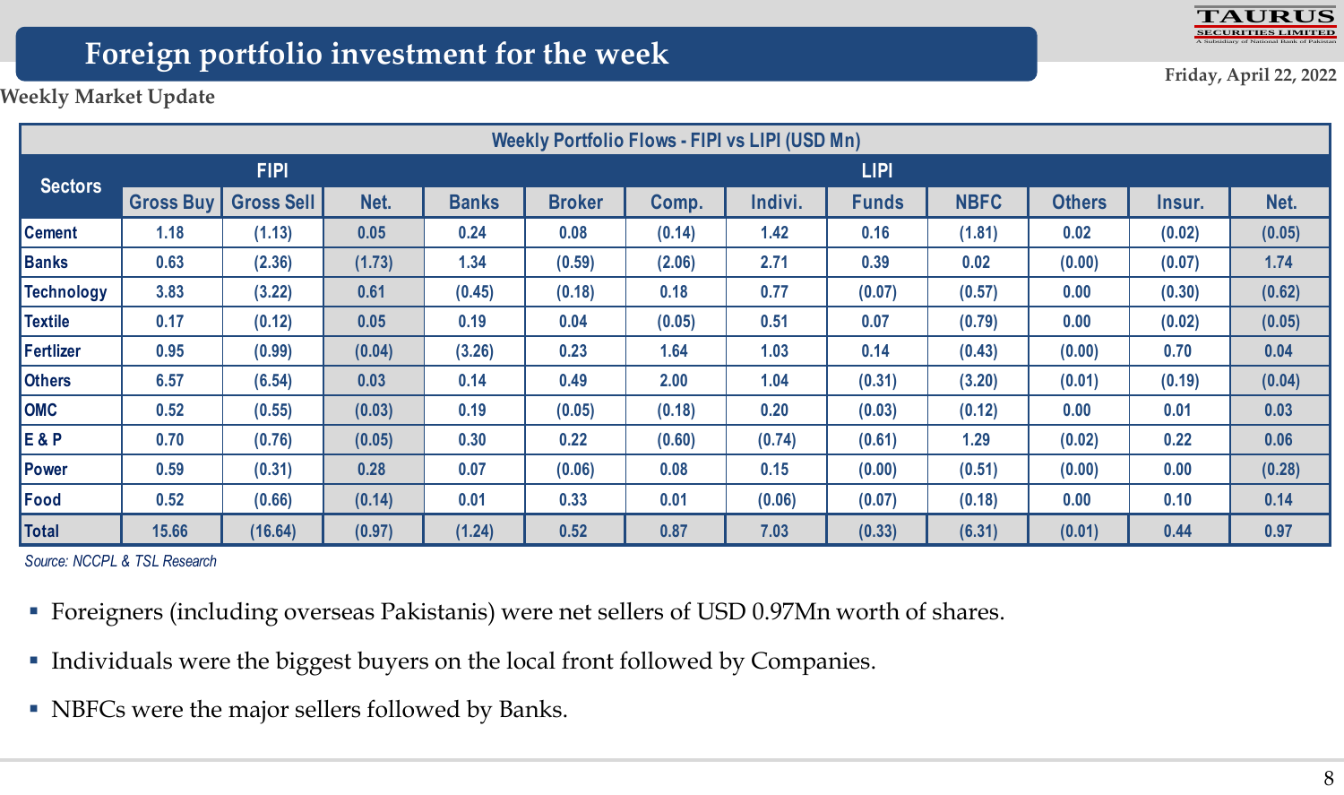# Foreign portfolio investment for the week

Weekly Market Update

Friday, April 22, 2022

| Weekly Portfolio Flows - FIPI vs LIPI (USD Mn) | | | | | | | | | | | | |
|---|---|---|---|---|---|---|---|---|---|---|---|---|
| Sectors | FIPI | | | LIPI | | | | | | | | |
| | Gross Buy | Gross Sell | Net. | Banks | Broker | Comp. | Indivi. | Funds | NBFC | Others | Insur. | Net. |
| Cement | 1.18 | (1.13) | 0.05 | 0.24 | 0.08 | (0.14) | 1.42 | 0.16 | (1.81) | 0.02 | (0.02) | (0.05) |
| Banks | 0.63 | (2.36) | (1.73) | 1.34 | (0.59) | (2.06) | 2.71 | 0.39 | 0.02 | (0.00) | (0.07) | 1.74 |
| Technology | 3.83 | (3.22) | 0.61 | (0.45) | (0.18) | 0.18 | 0.77 | (0.07) | (0.57) | 0.00 | (0.30) | (0.62) |
| Textile | 0.17 | (0.12) | 0.05 | 0.19 | 0.04 | (0.05) | 0.51 | 0.07 | (0.79) | 0.00 | (0.02) | (0.05) |
| Fertlizer | 0.95 | (0.99) | (0.04) | (3.26) | 0.23 | 1.64 | 1.03 | 0.14 | (0.43) | (0.00) | 0.70 | 0.04 |
| Others | 6.57 | (6.54) | 0.03 | 0.14 | 0.49 | 2.00 | 1.04 | (0.31) | (3.20) | (0.01) | (0.19) | (0.04) |
| OMC | 0.52 | (0.55) | (0.03) | 0.19 | (0.05) | (0.18) | 0.20 | (0.03) | (0.12) | 0.00 | 0.01 | 0.03 |
| E & P | 0.70 | (0.76) | (0.05) | 0.30 | 0.22 | (0.60) | (0.74) | (0.61) | 1.29 | (0.02) | 0.22 | 0.06 |
| Power | 0.59 | (0.31) | 0.28 | 0.07 | (0.06) | 0.08 | 0.15 | (0.00) | (0.51) | (0.00) | 0.00 | (0.28) |
| Food | 0.52 | (0.66) | (0.14) | 0.01 | 0.33 | 0.01 | (0.06) | (0.07) | (0.18) | 0.00 | 0.10 | 0.14 |
| Total | 15.66 | (16.64) | (0.97) | (1.24) | 0.52 | 0.87 | 7.03 | (0.33) | (6.31) | (0.01) | 0.44 | 0.97 |

*Source: NCCPL & TSL Research*

- Foreigners (including overseas Pakistanis) were net sellers of USD 0.97Mn worth of shares.
- Individuals were the biggest buyers on the local front followed by Companies.
- NBFCs were the major sellers followed by Banks.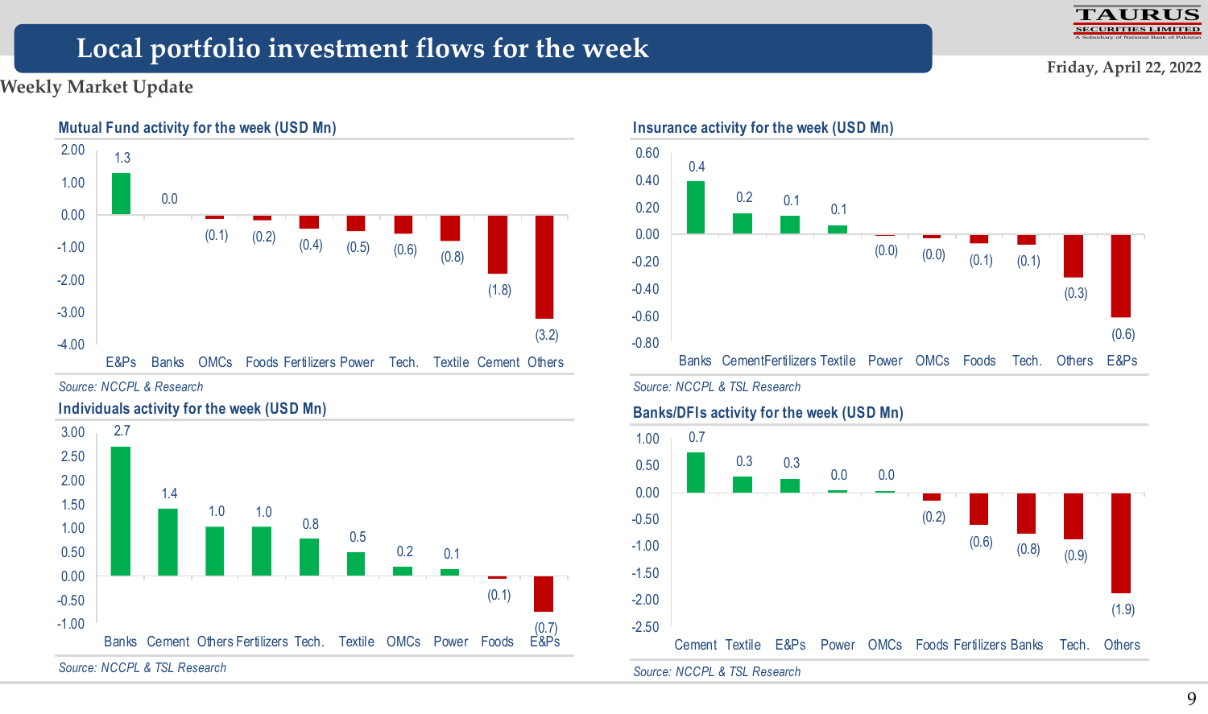# Local portfolio investment flows for the week

Friday, April 22, 2022

**Weekly Market Update**

### Mutual Fund activity for the week (USD Mn)

| Sector | USD Mn |
|---|---|
| E&Ps | 1.3 |
| Banks | 0.0 |
| OMCs | (0.1) |
| Foods | (0.2) |
| Fertilizers | (0.4) |
| Power | (0.5) |
| Tech. | (0.6) |
| Textile | (0.8) |
| Cement | (1.8) |
| Others | (3.2) |

*Source: NCCPL & Research*

### Insurance activity for the week (USD Mn)

| Sector | USD Mn |
|---|---|
| Banks | 0.4 |
| Cement | 0.2 |
| Fertilizers | 0.1 |
| Textile | 0.1 |
| Power | (0.0) |
| OMCs | (0.0) |
| Foods | (0.1) |
| Tech. | (0.1) |
| Others | (0.3) |
| E&Ps | (0.6) |

*Source: NCCPL & TSL Research*

### Individuals activity for the week (USD Mn)

| Sector | USD Mn |
|---|---|
| Banks | 2.7 |
| Cement | 1.4 |
| Others | 1.0 |
| Fertilizers | 1.0 |
| Tech. | 0.8 |
| Textile | 0.5 |
| OMCs | 0.2 |
| Power | 0.1 |
| Foods | (0.1) |
| E&Ps | (0.7) |

*Source: NCCPL & TSL Research*

### Banks/DFIs activity for the week (USD Mn)

| Sector | USD Mn |
|---|---|
| Cement | 0.7 |
| Textile | 0.3 |
| E&Ps | 0.3 |
| Power | 0.0 |
| OMCs | 0.0 |
| Foods | (0.2) |
| Fertilizers | (0.6) |
| Banks | (0.8) |
| Tech. | (0.9) |
| Others | (1.9) |

*Source: NCCPL & TSL Research*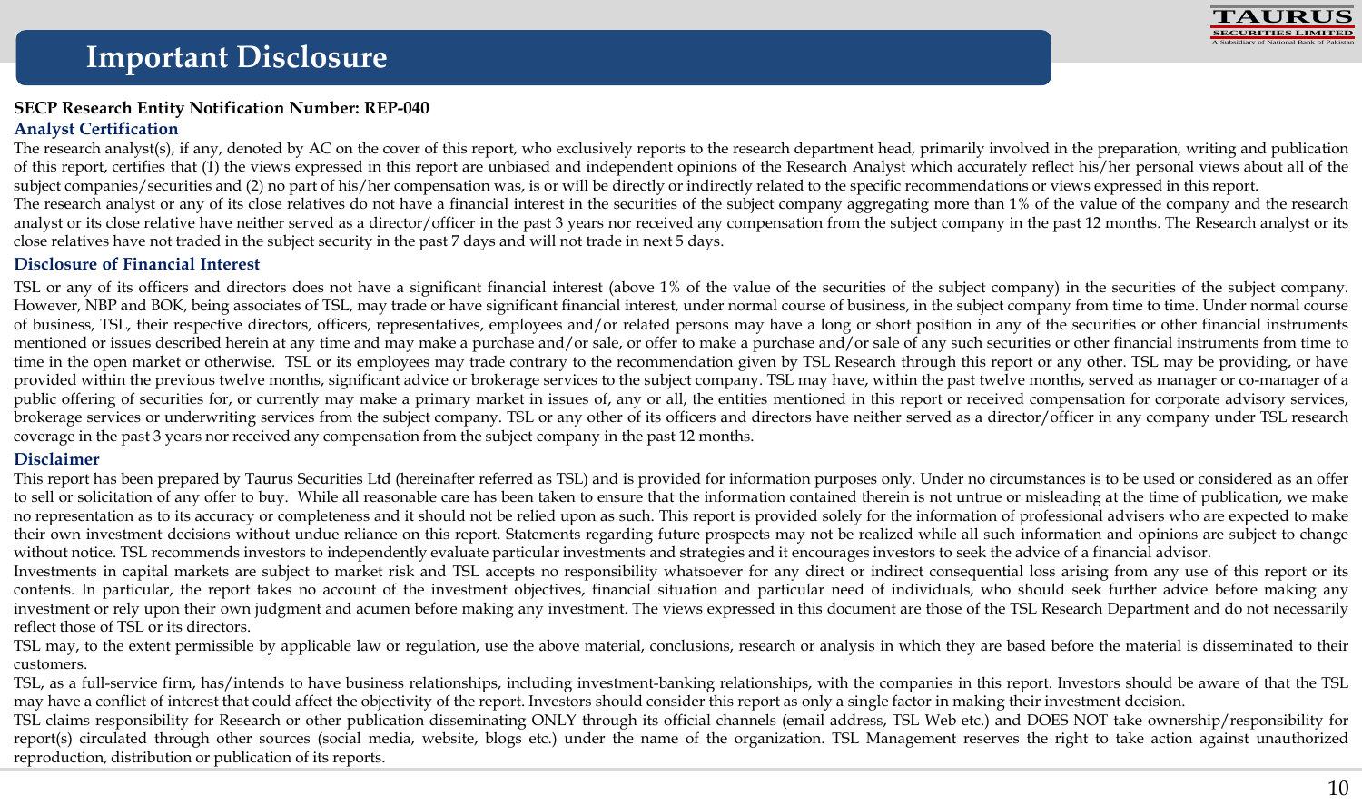# Important Disclosure

**SECP Research Entity Notification Number: REP-040**

## Analyst Certification

The research analyst(s), if any, denoted by AC on the cover of this report, who exclusively reports to the research department head, primarily involved in the preparation, writing and publication of this report, certifies that (1) the views expressed in this report are unbiased and independent opinions of the Research Analyst which accurately reflect his/her personal views about all of the subject companies/securities and (2) no part of his/her compensation was, is or will be directly or indirectly related to the specific recommendations or views expressed in this report.

The research analyst or any of its close relatives do not have a financial interest in the securities of the subject company aggregating more than 1% of the value of the company and the research analyst or its close relative have neither served as a director/officer in the past 3 years nor received any compensation from the subject company in the past 12 months. The Research analyst or its close relatives have not traded in the subject security in the past 7 days and will not trade in next 5 days.

## Disclosure of Financial Interest

TSL or any of its officers and directors does not have a significant financial interest (above 1% of the value of the securities of the subject company) in the securities of the subject company. However, NBP and BOK, being associates of TSL, may trade or have significant financial interest, under normal course of business, in the subject company from time to time. Under normal course of business, TSL, their respective directors, officers, representatives, employees and/or related persons may have a long or short position in any of the securities or other financial instruments mentioned or issues described herein at any time and may make a purchase and/or sale, or offer to make a purchase and/or sale of any such securities or other financial instruments from time to time in the open market or otherwise. TSL or its employees may trade contrary to the recommendation given by TSL Research through this report or any other. TSL may be providing, or have provided within the previous twelve months, significant advice or brokerage services to the subject company. TSL may have, within the past twelve months, served as manager or co-manager of a public offering of securities for, or currently may make a primary market in issues of, any or all, the entities mentioned in this report or received compensation for corporate advisory services, brokerage services or underwriting services from the subject company. TSL or any other of its officers and directors have neither served as a director/officer in any company under TSL research coverage in the past 3 years nor received any compensation from the subject company in the past 12 months.

## Disclaimer

This report has been prepared by Taurus Securities Ltd (hereinafter referred as TSL) and is provided for information purposes only. Under no circumstances is to be used or considered as an offer to sell or solicitation of any offer to buy. While all reasonable care has been taken to ensure that the information contained therein is not untrue or misleading at the time of publication, we make no representation as to its accuracy or completeness and it should not be relied upon as such. This report is provided solely for the information of professional advisers who are expected to make their own investment decisions without undue reliance on this report. Statements regarding future prospects may not be realized while all such information and opinions are subject to change without notice. TSL recommends investors to independently evaluate particular investments and strategies and it encourages investors to seek the advice of a financial advisor.

Investments in capital markets are subject to market risk and TSL accepts no responsibility whatsoever for any direct or indirect consequential loss arising from any use of this report or its contents. In particular, the report takes no account of the investment objectives, financial situation and particular need of individuals, who should seek further advice before making any investment or rely upon their own judgment and acumen before making any investment. The views expressed in this document are those of the TSL Research Department and do not necessarily reflect those of TSL or its directors.

TSL may, to the extent permissible by applicable law or regulation, use the above material, conclusions, research or analysis in which they are based before the material is disseminated to their customers.

TSL, as a full-service firm, has/intends to have business relationships, including investment-banking relationships, with the companies in this report. Investors should be aware of that the TSL may have a conflict of interest that could affect the objectivity of the report. Investors should consider this report as only a single factor in making their investment decision.

TSL claims responsibility for Research or other publication disseminating ONLY through its official channels (email address, TSL Web etc.) and DOES NOT take ownership/responsibility for report(s) circulated through other sources (social media, website, blogs etc.) under the name of the organization. TSL Management reserves the right to take action against unauthorized reproduction, distribution or publication of its reports.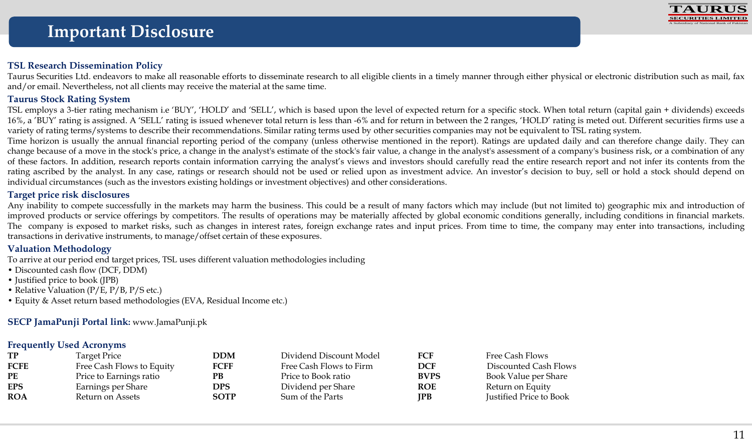# Important Disclosure

### TSL Research Dissemination Policy

Taurus Securities Ltd. endeavors to make all reasonable efforts to disseminate research to all eligible clients in a timely manner through either physical or electronic distribution such as mail, fax and/or email. Nevertheless, not all clients may receive the material at the same time.

### Taurus Stock Rating System

TSL employs a 3-tier rating mechanism i.e 'BUY', 'HOLD' and 'SELL', which is based upon the level of expected return for a specific stock. When total return (capital gain + dividends) exceeds 16%, a 'BUY' rating is assigned. A 'SELL' rating is issued whenever total return is less than -6% and for return in between the 2 ranges, 'HOLD' rating is meted out. Different securities firms use a variety of rating terms/systems to describe their recommendations. Similar rating terms used by other securities companies may not be equivalent to TSL rating system.

Time horizon is usually the annual financial reporting period of the company (unless otherwise mentioned in the report). Ratings are updated daily and can therefore change daily. They can change because of a move in the stock's price, a change in the analyst's estimate of the stock's fair value, a change in the analyst's assessment of a company's business risk, or a combination of any of these factors. In addition, research reports contain information carrying the analyst's views and investors should carefully read the entire research report and not infer its contents from the rating ascribed by the analyst. In any case, ratings or research should not be used or relied upon as investment advice. An investor's decision to buy, sell or hold a stock should depend on individual circumstances (such as the investors existing holdings or investment objectives) and other considerations.

### Target price risk disclosures

Any inability to compete successfully in the markets may harm the business. This could be a result of many factors which may include (but not limited to) geographic mix and introduction of improved products or service offerings by competitors. The results of operations may be materially affected by global economic conditions generally, including conditions in financial markets. The company is exposed to market risks, such as changes in interest rates, foreign exchange rates and input prices. From time to time, the company may enter into transactions, including transactions in derivative instruments, to manage/offset certain of these exposures.

### Valuation Methodology

To arrive at our period end target prices, TSL uses different valuation methodologies including

- Discounted cash flow (DCF, DDM)
- Justified price to book (JPB)
- Relative Valuation (P/E, P/B, P/S etc.)
- Equity & Asset return based methodologies (EVA, Residual Income etc.)

**SECP JamaPunji Portal link:** www.JamaPunji.pk

### Frequently Used Acronyms

| | | | | | |
|---|---|---|---|---|---|
| **TP** | Target Price | **DDM** | Dividend Discount Model | **FCF** | Free Cash Flows |
| **FCFE** | Free Cash Flows to Equity | **FCFF** | Free Cash Flows to Firm | **DCF** | Discounted Cash Flows |
| **PE** | Price to Earnings ratio | **PB** | Price to Book ratio | **BVPS** | Book Value per Share |
| **EPS** | Earnings per Share | **DPS** | Dividend per Share | **ROE** | Return on Equity |
| **ROA** | Return on Assets | **SOTP** | Sum of the Parts | **JPB** | Justified Price to Book |